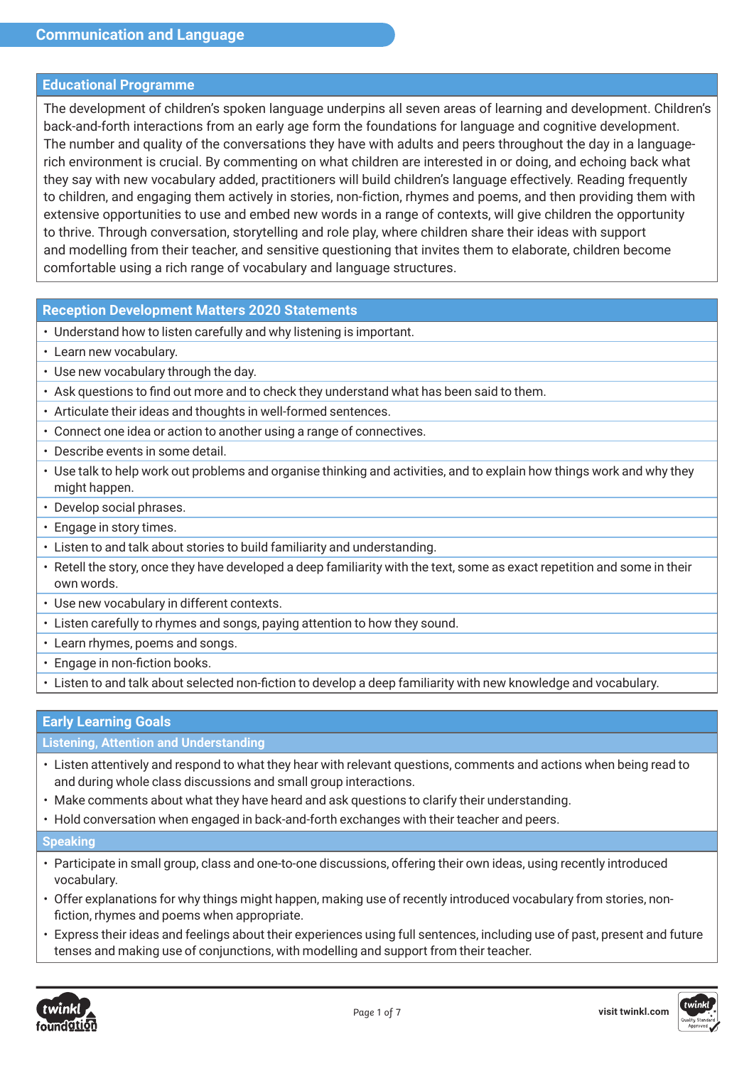# Communication and Language

## Educational Programme

The development of children's spoken language underpins all seven areas of learning and development. Children's back-and-forth interactions from an early age form the foundations for language and cognitive development. The number and quality of the conversations they have with adults and peers throughout the day in a language-rich environment is crucial. By commenting on what children are interested in or doing, and echoing back what they say with new vocabulary added, practitioners will build children's language effectively. Reading frequently to children, and engaging them actively in stories, non-fiction, rhymes and poems, and then providing them with extensive opportunities to use and embed new words in a range of contexts, will give children the opportunity to thrive. Through conversation, storytelling and role play, where children share their ideas with support and modelling from their teacher, and sensitive questioning that invites them to elaborate, children become comfortable using a rich range of vocabulary and language structures.

## Reception Development Matters 2020 Statements

- Understand how to listen carefully and why listening is important.
- Learn new vocabulary.
- Use new vocabulary through the day.
- Ask questions to find out more and to check they understand what has been said to them.
- Articulate their ideas and thoughts in well-formed sentences.
- Connect one idea or action to another using a range of connectives.
- Describe events in some detail.
- Use talk to help work out problems and organise thinking and activities, and to explain how things work and why they might happen.
- Develop social phrases.
- Engage in story times.
- Listen to and talk about stories to build familiarity and understanding.
- Retell the story, once they have developed a deep familiarity with the text, some as exact repetition and some in their own words.
- Use new vocabulary in different contexts.
- Listen carefully to rhymes and songs, paying attention to how they sound.
- Learn rhymes, poems and songs.
- Engage in non-fiction books.
- Listen to and talk about selected non-fiction to develop a deep familiarity with new knowledge and vocabulary.

## Early Learning Goals

### Listening, Attention and Understanding

- Listen attentively and respond to what they hear with relevant questions, comments and actions when being read to and during whole class discussions and small group interactions.
- Make comments about what they have heard and ask questions to clarify their understanding.
- Hold conversation when engaged in back-and-forth exchanges with their teacher and peers.

### Speaking

- Participate in small group, class and one-to-one discussions, offering their own ideas, using recently introduced vocabulary.
- Offer explanations for why things might happen, making use of recently introduced vocabulary from stories, non-fiction, rhymes and poems when appropriate.
- Express their ideas and feelings about their experiences using full sentences, including use of past, present and future tenses and making use of conjunctions, with modelling and support from their teacher.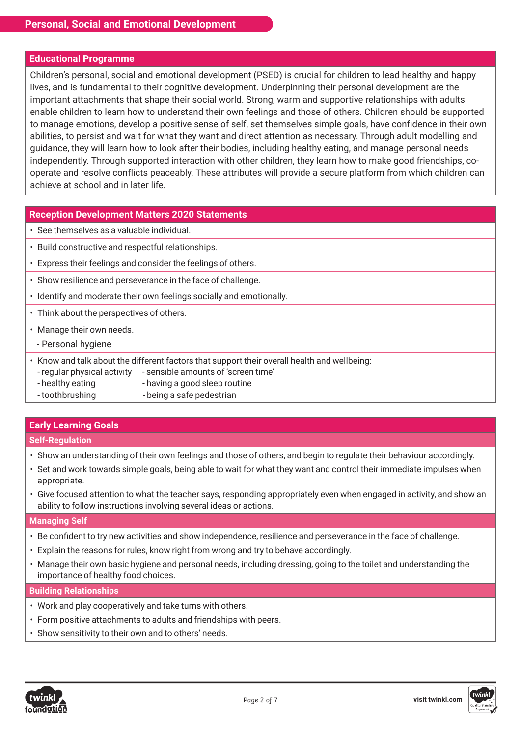# Personal, Social and Emotional Development

## Educational Programme

Children's personal, social and emotional development (PSED) is crucial for children to lead healthy and happy lives, and is fundamental to their cognitive development. Underpinning their personal development are the important attachments that shape their social world. Strong, warm and supportive relationships with adults enable children to learn how to understand their own feelings and those of others. Children should be supported to manage emotions, develop a positive sense of self, set themselves simple goals, have confidence in their own abilities, to persist and wait for what they want and direct attention as necessary. Through adult modelling and guidance, they will learn how to look after their bodies, including healthy eating, and manage personal needs independently. Through supported interaction with other children, they learn how to make good friendships, co-operate and resolve conflicts peaceably. These attributes will provide a secure platform from which children can achieve at school and in later life.

## Reception Development Matters 2020 Statements

- See themselves as a valuable individual.
- Build constructive and respectful relationships.
- Express their feelings and consider the feelings of others.
- Show resilience and perseverance in the face of challenge.
- Identify and moderate their own feelings socially and emotionally.
- Think about the perspectives of others.
- Manage their own needs.
  - Personal hygiene
- Know and talk about the different factors that support their overall health and wellbeing:
  - regular physical activity
  - healthy eating
  - toothbrushing
  - sensible amounts of 'screen time'
  - having a good sleep routine
  - being a safe pedestrian

## Early Learning Goals

### Self-Regulation

- Show an understanding of their own feelings and those of others, and begin to regulate their behaviour accordingly.
- Set and work towards simple goals, being able to wait for what they want and control their immediate impulses when appropriate.
- Give focused attention to what the teacher says, responding appropriately even when engaged in activity, and show an ability to follow instructions involving several ideas or actions.

### Managing Self

- Be confident to try new activities and show independence, resilience and perseverance in the face of challenge.
- Explain the reasons for rules, know right from wrong and try to behave accordingly.
- Manage their own basic hygiene and personal needs, including dressing, going to the toilet and understanding the importance of healthy food choices.

### Building Relationships

- Work and play cooperatively and take turns with others.
- Form positive attachments to adults and friendships with peers.
- Show sensitivity to their own and to others' needs.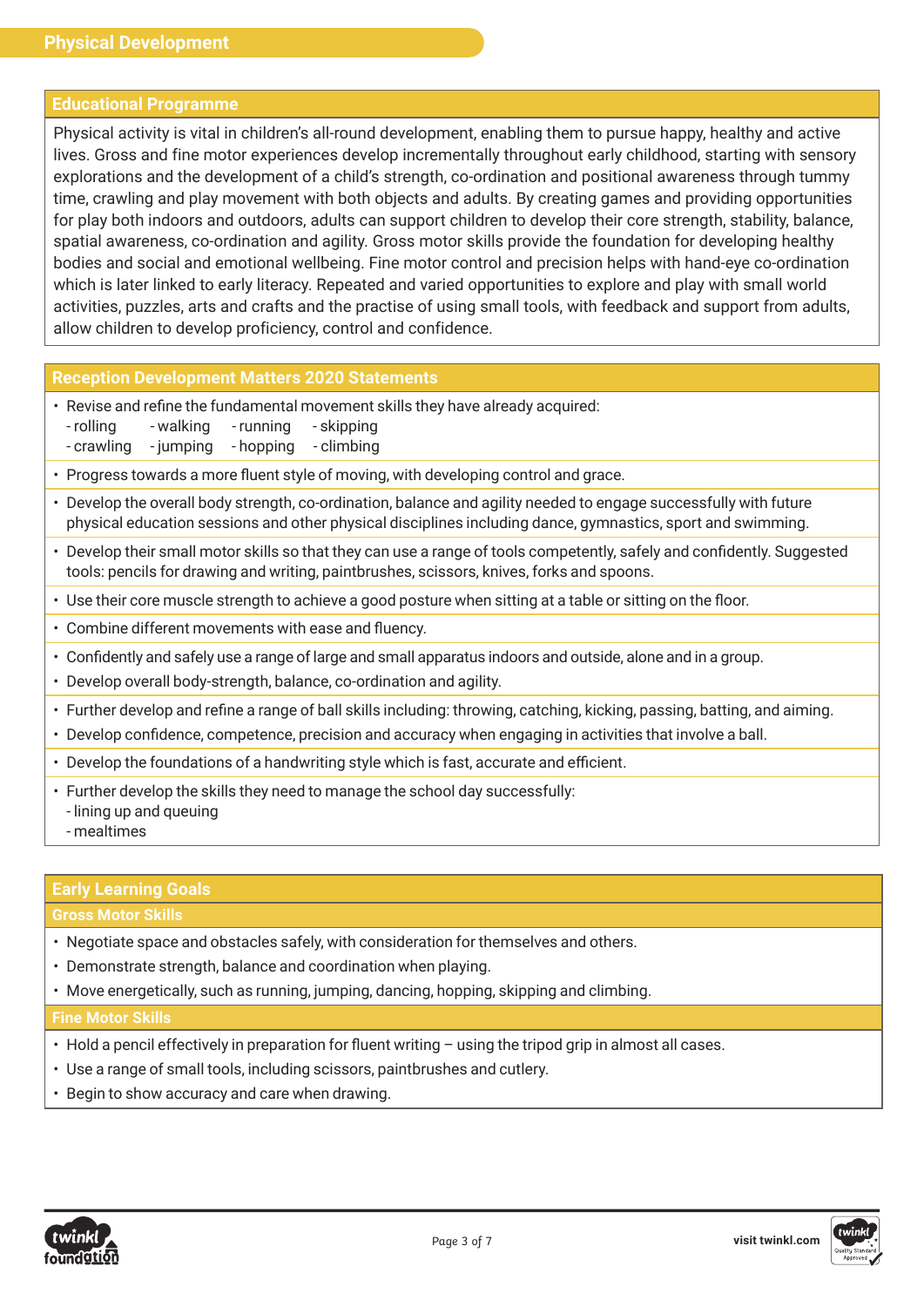# Physical Development

## Educational Programme

Physical activity is vital in children's all-round development, enabling them to pursue happy, healthy and active lives. Gross and fine motor experiences develop incrementally throughout early childhood, starting with sensory explorations and the development of a child's strength, co-ordination and positional awareness through tummy time, crawling and play movement with both objects and adults. By creating games and providing opportunities for play both indoors and outdoors, adults can support children to develop their core strength, stability, balance, spatial awareness, co-ordination and agility. Gross motor skills provide the foundation for developing healthy bodies and social and emotional wellbeing. Fine motor control and precision helps with hand-eye co-ordination which is later linked to early literacy. Repeated and varied opportunities to explore and play with small world activities, puzzles, arts and crafts and the practise of using small tools, with feedback and support from adults, allow children to develop proficiency, control and confidence.

## Reception Development Matters 2020 Statements

- Revise and refine the fundamental movement skills they have already acquired:
  - rolling
  - walking
  - running
  - skipping
  - crawling
  - jumping
  - hopping
  - climbing
- Progress towards a more fluent style of moving, with developing control and grace.
- Develop the overall body strength, co-ordination, balance and agility needed to engage successfully with future physical education sessions and other physical disciplines including dance, gymnastics, sport and swimming.
- Develop their small motor skills so that they can use a range of tools competently, safely and confidently. Suggested tools: pencils for drawing and writing, paintbrushes, scissors, knives, forks and spoons.
- Use their core muscle strength to achieve a good posture when sitting at a table or sitting on the floor.
- Combine different movements with ease and fluency.
- Confidently and safely use a range of large and small apparatus indoors and outside, alone and in a group.
- Develop overall body-strength, balance, co-ordination and agility.
- Further develop and refine a range of ball skills including: throwing, catching, kicking, passing, batting, and aiming.
- Develop confidence, competence, precision and accuracy when engaging in activities that involve a ball.
- Develop the foundations of a handwriting style which is fast, accurate and efficient.
- Further develop the skills they need to manage the school day successfully:
  - lining up and queuing
  - mealtimes

## Early Learning Goals

### Gross Motor Skills

- Negotiate space and obstacles safely, with consideration for themselves and others.
- Demonstrate strength, balance and coordination when playing.
- Move energetically, such as running, jumping, dancing, hopping, skipping and climbing.

### Fine Motor Skills

- Hold a pencil effectively in preparation for fluent writing – using the tripod grip in almost all cases.
- Use a range of small tools, including scissors, paintbrushes and cutlery.
- Begin to show accuracy and care when drawing.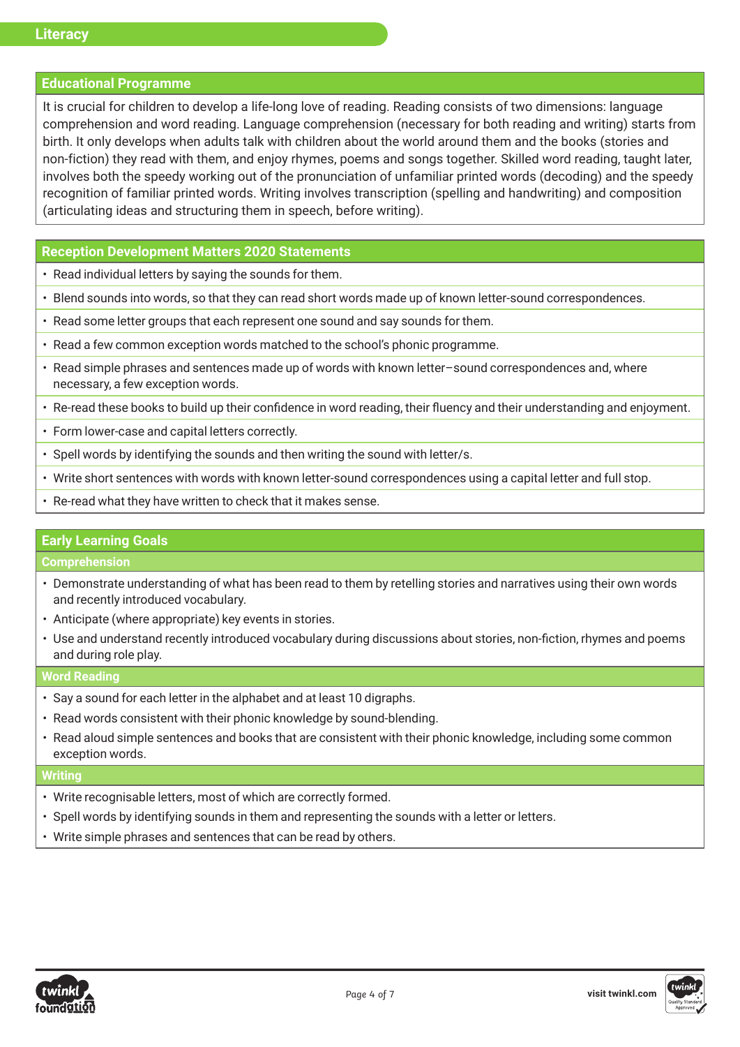# Literacy

## Educational Programme

It is crucial for children to develop a life-long love of reading. Reading consists of two dimensions: language comprehension and word reading. Language comprehension (necessary for both reading and writing) starts from birth. It only develops when adults talk with children about the world around them and the books (stories and non-fiction) they read with them, and enjoy rhymes, poems and songs together. Skilled word reading, taught later, involves both the speedy working out of the pronunciation of unfamiliar printed words (decoding) and the speedy recognition of familiar printed words. Writing involves transcription (spelling and handwriting) and composition (articulating ideas and structuring them in speech, before writing).

## Reception Development Matters 2020 Statements

- Read individual letters by saying the sounds for them.
- Blend sounds into words, so that they can read short words made up of known letter-sound correspondences.
- Read some letter groups that each represent one sound and say sounds for them.
- Read a few common exception words matched to the school's phonic programme.
- Read simple phrases and sentences made up of words with known letter–sound correspondences and, where necessary, a few exception words.
- Re-read these books to build up their confidence in word reading, their fluency and their understanding and enjoyment.
- Form lower-case and capital letters correctly.
- Spell words by identifying the sounds and then writing the sound with letter/s.
- Write short sentences with words with known letter-sound correspondences using a capital letter and full stop.
- Re-read what they have written to check that it makes sense.

## Early Learning Goals

### Comprehension

- Demonstrate understanding of what has been read to them by retelling stories and narratives using their own words and recently introduced vocabulary.
- Anticipate (where appropriate) key events in stories.
- Use and understand recently introduced vocabulary during discussions about stories, non-fiction, rhymes and poems and during role play.

### Word Reading

- Say a sound for each letter in the alphabet and at least 10 digraphs.
- Read words consistent with their phonic knowledge by sound-blending.
- Read aloud simple sentences and books that are consistent with their phonic knowledge, including some common exception words.

### Writing

- Write recognisable letters, most of which are correctly formed.
- Spell words by identifying sounds in them and representing the sounds with a letter or letters.
- Write simple phrases and sentences that can be read by others.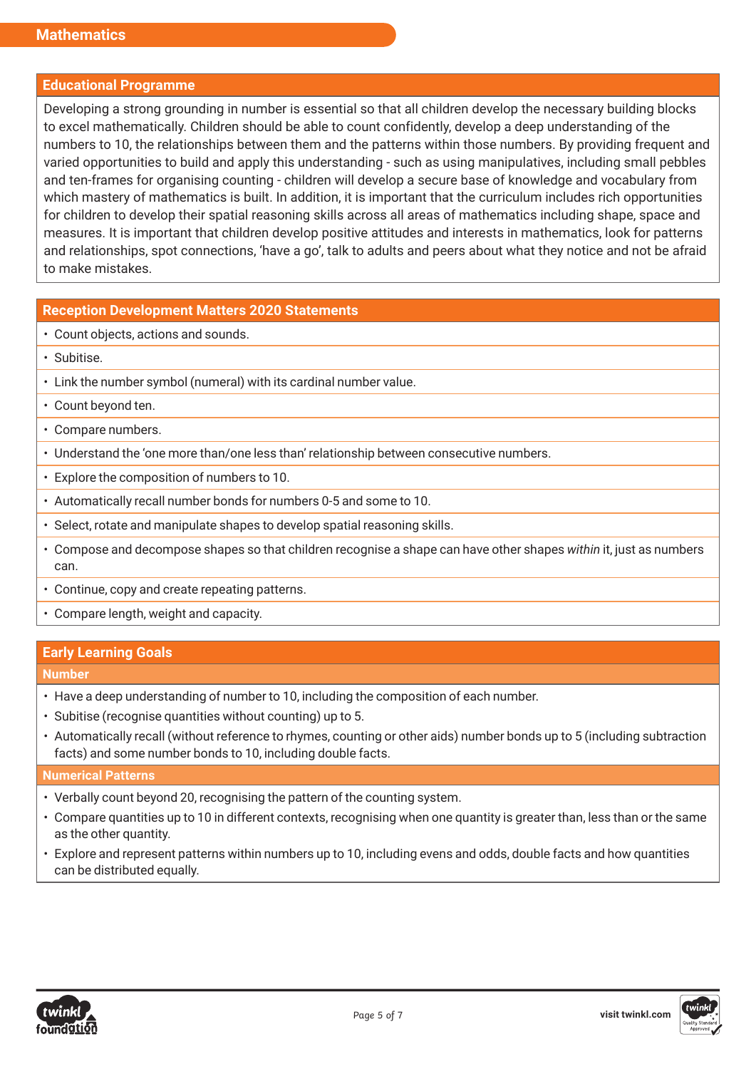# Mathematics

## Educational Programme

Developing a strong grounding in number is essential so that all children develop the necessary building blocks to excel mathematically. Children should be able to count confidently, develop a deep understanding of the numbers to 10, the relationships between them and the patterns within those numbers. By providing frequent and varied opportunities to build and apply this understanding - such as using manipulatives, including small pebbles and ten-frames for organising counting - children will develop a secure base of knowledge and vocabulary from which mastery of mathematics is built. In addition, it is important that the curriculum includes rich opportunities for children to develop their spatial reasoning skills across all areas of mathematics including shape, space and measures. It is important that children develop positive attitudes and interests in mathematics, look for patterns and relationships, spot connections, 'have a go', talk to adults and peers about what they notice and not be afraid to make mistakes.

## Reception Development Matters 2020 Statements

- Count objects, actions and sounds.
- Subitise.
- Link the number symbol (numeral) with its cardinal number value.
- Count beyond ten.
- Compare numbers.
- Understand the 'one more than/one less than' relationship between consecutive numbers.
- Explore the composition of numbers to 10.
- Automatically recall number bonds for numbers 0-5 and some to 10.
- Select, rotate and manipulate shapes to develop spatial reasoning skills.
- Compose and decompose shapes so that children recognise a shape can have other shapes *within* it, just as numbers can.
- Continue, copy and create repeating patterns.
- Compare length, weight and capacity.

## Early Learning Goals

### Number

- Have a deep understanding of number to 10, including the composition of each number.
- Subitise (recognise quantities without counting) up to 5.
- Automatically recall (without reference to rhymes, counting or other aids) number bonds up to 5 (including subtraction facts) and some number bonds to 10, including double facts.

### Numerical Patterns

- Verbally count beyond 20, recognising the pattern of the counting system.
- Compare quantities up to 10 in different contexts, recognising when one quantity is greater than, less than or the same as the other quantity.
- Explore and represent patterns within numbers up to 10, including evens and odds, double facts and how quantities can be distributed equally.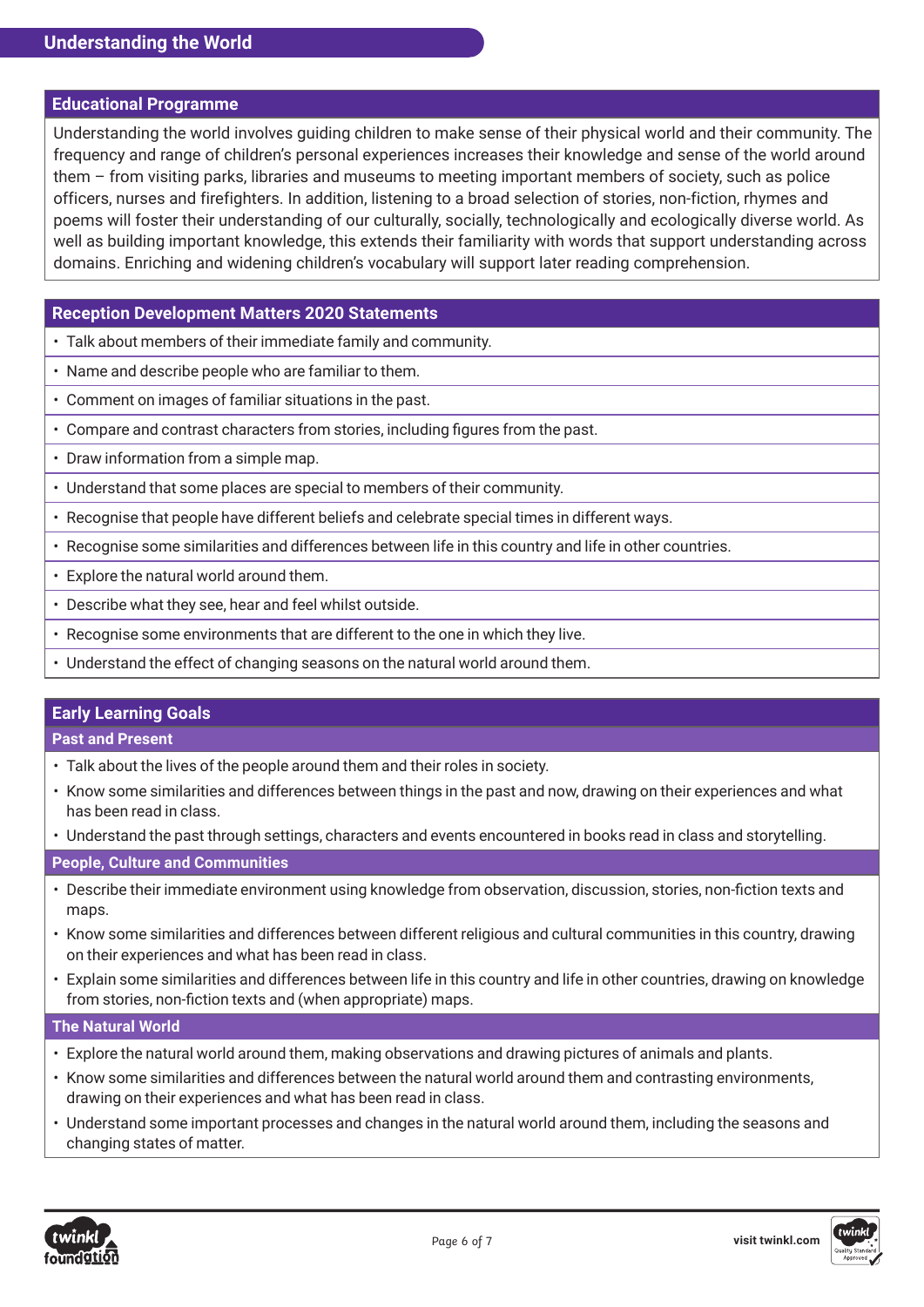# Understanding the World

## Educational Programme

Understanding the world involves guiding children to make sense of their physical world and their community. The frequency and range of children's personal experiences increases their knowledge and sense of the world around them – from visiting parks, libraries and museums to meeting important members of society, such as police officers, nurses and firefighters. In addition, listening to a broad selection of stories, non-fiction, rhymes and poems will foster their understanding of our culturally, socially, technologically and ecologically diverse world. As well as building important knowledge, this extends their familiarity with words that support understanding across domains. Enriching and widening children's vocabulary will support later reading comprehension.

## Reception Development Matters 2020 Statements

- Talk about members of their immediate family and community.
- Name and describe people who are familiar to them.
- Comment on images of familiar situations in the past.
- Compare and contrast characters from stories, including figures from the past.
- Draw information from a simple map.
- Understand that some places are special to members of their community.
- Recognise that people have different beliefs and celebrate special times in different ways.
- Recognise some similarities and differences between life in this country and life in other countries.
- Explore the natural world around them.
- Describe what they see, hear and feel whilst outside.
- Recognise some environments that are different to the one in which they live.
- Understand the effect of changing seasons on the natural world around them.

## Early Learning Goals

### Past and Present

- Talk about the lives of the people around them and their roles in society.
- Know some similarities and differences between things in the past and now, drawing on their experiences and what has been read in class.
- Understand the past through settings, characters and events encountered in books read in class and storytelling.

### People, Culture and Communities

- Describe their immediate environment using knowledge from observation, discussion, stories, non-fiction texts and maps.
- Know some similarities and differences between different religious and cultural communities in this country, drawing on their experiences and what has been read in class.
- Explain some similarities and differences between life in this country and life in other countries, drawing on knowledge from stories, non-fiction texts and (when appropriate) maps.

### The Natural World

- Explore the natural world around them, making observations and drawing pictures of animals and plants.
- Know some similarities and differences between the natural world around them and contrasting environments, drawing on their experiences and what has been read in class.
- Understand some important processes and changes in the natural world around them, including the seasons and changing states of matter.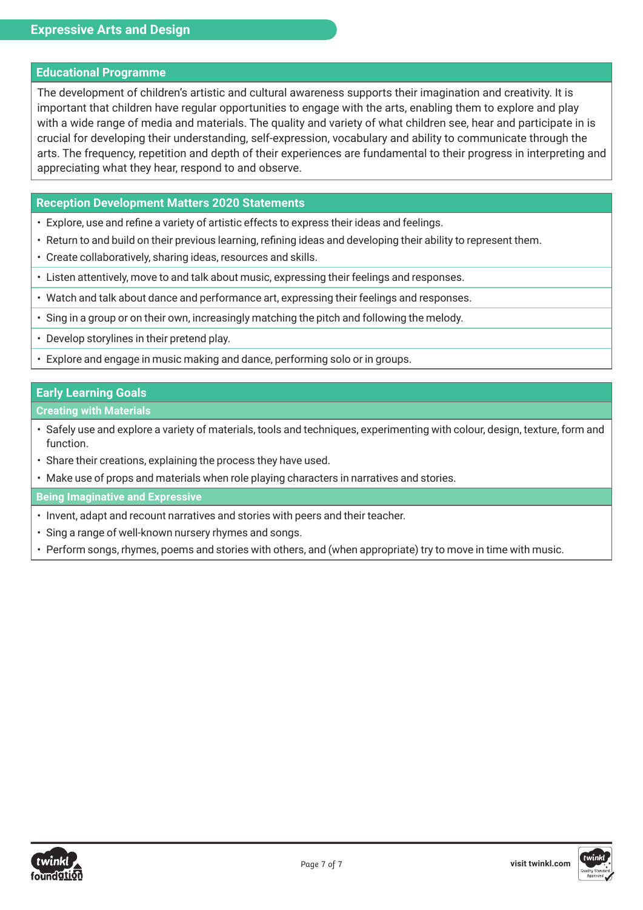## Expressive Arts and Design

### Educational Programme

The development of children's artistic and cultural awareness supports their imagination and creativity. It is important that children have regular opportunities to engage with the arts, enabling them to explore and play with a wide range of media and materials. The quality and variety of what children see, hear and participate in is crucial for developing their understanding, self-expression, vocabulary and ability to communicate through the arts. The frequency, repetition and depth of their experiences are fundamental to their progress in interpreting and appreciating what they hear, respond to and observe.

### Reception Development Matters 2020 Statements

- Explore, use and refine a variety of artistic effects to express their ideas and feelings.
- Return to and build on their previous learning, refining ideas and developing their ability to represent them.
- Create collaboratively, sharing ideas, resources and skills.

- Listen attentively, move to and talk about music, expressing their feelings and responses.

- Watch and talk about dance and performance art, expressing their feelings and responses.

- Sing in a group or on their own, increasingly matching the pitch and following the melody.

- Develop storylines in their pretend play.

- Explore and engage in music making and dance, performing solo or in groups.

### Early Learning Goals

#### Creating with Materials

- Safely use and explore a variety of materials, tools and techniques, experimenting with colour, design, texture, form and function.
- Share their creations, explaining the process they have used.
- Make use of props and materials when role playing characters in narratives and stories.

#### Being Imaginative and Expressive

- Invent, adapt and recount narratives and stories with peers and their teacher.
- Sing a range of well-known nursery rhymes and songs.
- Perform songs, rhymes, poems and stories with others, and (when appropriate) try to move in time with music.